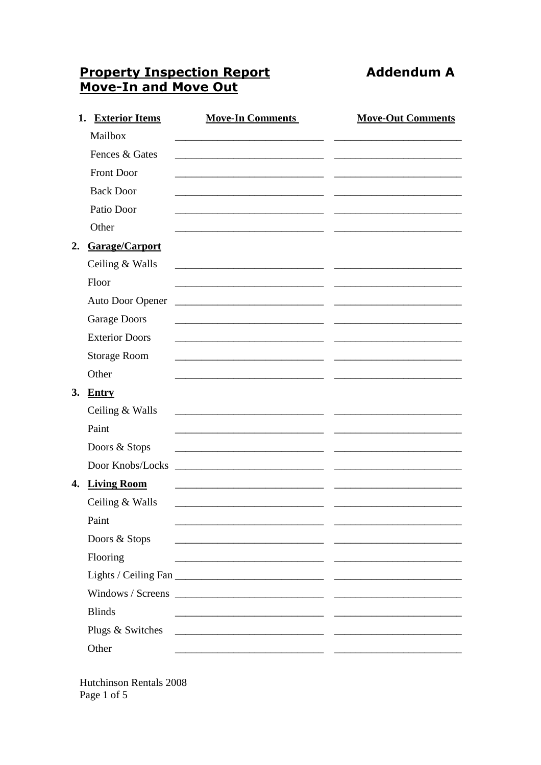# Property Inspection Report — Move-In and Move Out

**Addendum A**

| 1. Exterior Items | Move-In Comments | Move-Out Comments |
|---|---|---|
| Mailbox | ____________________________ | ________________________ |
| Fences & Gates | ____________________________ | ________________________ |
| Front Door | ____________________________ | ________________________ |
| Back Door | ____________________________ | ________________________ |
| Patio Door | ____________________________ | ________________________ |
| Other | ____________________________ | ________________________ |
| **2. Garage/Carport** | | |
| Ceiling & Walls | ____________________________ | ________________________ |
| Floor | ____________________________ | ________________________ |
| Auto Door Opener | ____________________________ | ________________________ |
| Garage Doors | ____________________________ | ________________________ |
| Exterior Doors | ____________________________ | ________________________ |
| Storage Room | ____________________________ | ________________________ |
| Other | ____________________________ | ________________________ |
| **3. Entry** | | |
| Ceiling & Walls | ____________________________ | ________________________ |
| Paint | ____________________________ | ________________________ |
| Doors & Stops | ____________________________ | ________________________ |
| Door Knobs/Locks | ____________________________ | ________________________ |
| **4. Living Room** | ____________________________ | ________________________ |
| Ceiling & Walls | ____________________________ | ________________________ |
| Paint | ____________________________ | ________________________ |
| Doors & Stops | ____________________________ | ________________________ |
| Flooring | ____________________________ | ________________________ |
| Lights / Ceiling Fan | ____________________________ | ________________________ |
| Windows / Screens | ____________________________ | ________________________ |
| Blinds | ____________________________ | ________________________ |
| Plugs & Switches | ____________________________ | ________________________ |
| Other | ____________________________ | ________________________ |

Hutchinson Rentals 2008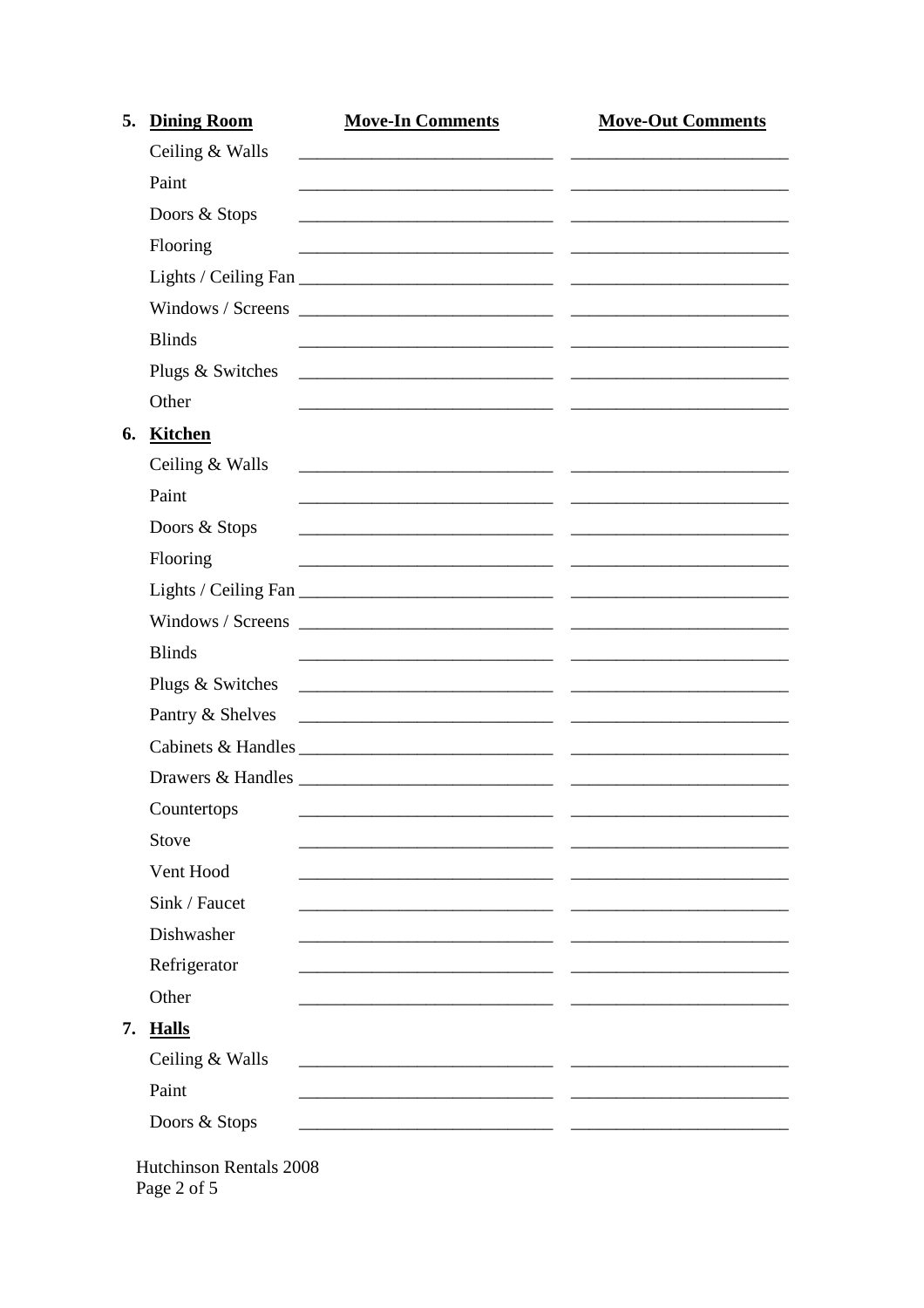| 5. **Dining Room** | **Move-In Comments** | **Move-Out Comments** |
|---|---|---|
| Ceiling & Walls | | |
| Paint | | |
| Doors & Stops | | |
| Flooring | | |
| Lights / Ceiling Fan | | |
| Windows / Screens | | |
| Blinds | | |
| Plugs & Switches | | |
| Other | | |
| 6. **Kitchen** | | |
| Ceiling & Walls | | |
| Paint | | |
| Doors & Stops | | |
| Flooring | | |
| Lights / Ceiling Fan | | |
| Windows / Screens | | |
| Blinds | | |
| Plugs & Switches | | |
| Pantry & Shelves | | |
| Cabinets & Handles | | |
| Drawers & Handles | | |
| Countertops | | |
| Stove | | |
| Vent Hood | | |
| Sink / Faucet | | |
| Dishwasher | | |
| Refrigerator | | |
| Other | | |
| 7. **Halls** | | |
| Ceiling & Walls | | |
| Paint | | |
| Doors & Stops | | |

Hutchinson Rentals 2008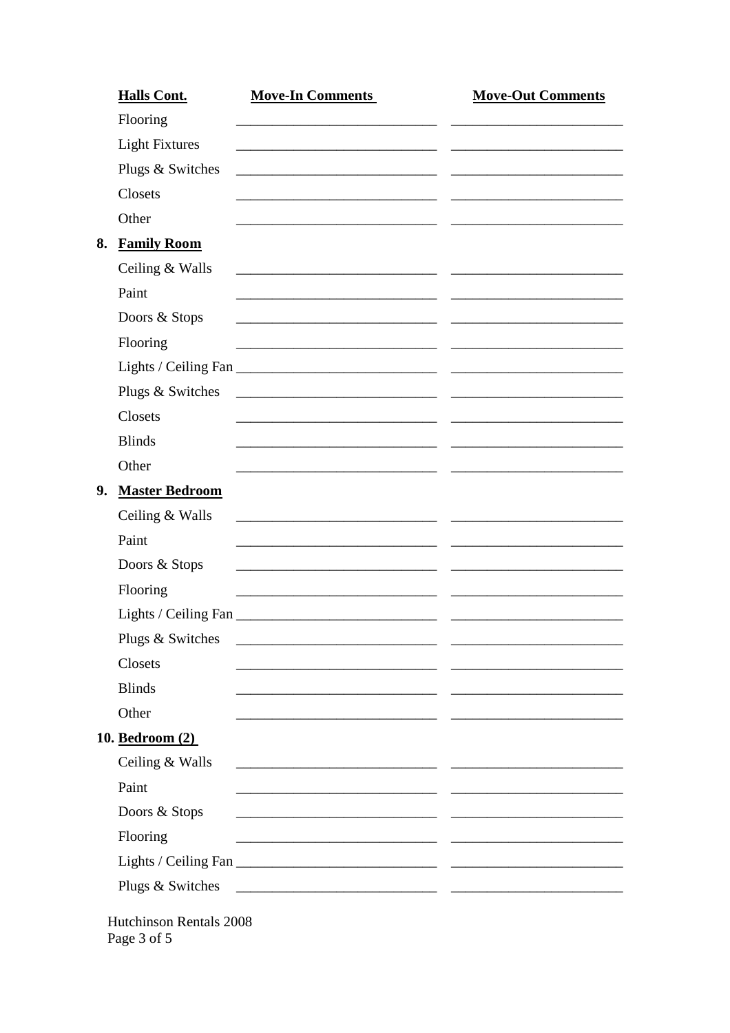| **Halls Cont.** | **Move-In Comments** | **Move-Out Comments** |
| --- | --- | --- |
| Flooring | | |
| Light Fixtures | | |
| Plugs & Switches | | |
| Closets | | |
| Other | | |

**8. Family Room**

| | | |
| --- | --- | --- |
| Ceiling & Walls | | |
| Paint | | |
| Doors & Stops | | |
| Flooring | | |
| Lights / Ceiling Fan | | |
| Plugs & Switches | | |
| Closets | | |
| Blinds | | |
| Other | | |

**9. Master Bedroom**

| | | |
| --- | --- | --- |
| Ceiling & Walls | | |
| Paint | | |
| Doors & Stops | | |
| Flooring | | |
| Lights / Ceiling Fan | | |
| Plugs & Switches | | |
| Closets | | |
| Blinds | | |
| Other | | |

**10. Bedroom (2)**

| | | |
| --- | --- | --- |
| Ceiling & Walls | | |
| Paint | | |
| Doors & Stops | | |
| Flooring | | |
| Lights / Ceiling Fan | | |
| Plugs & Switches | | |

Hutchinson Rentals 2008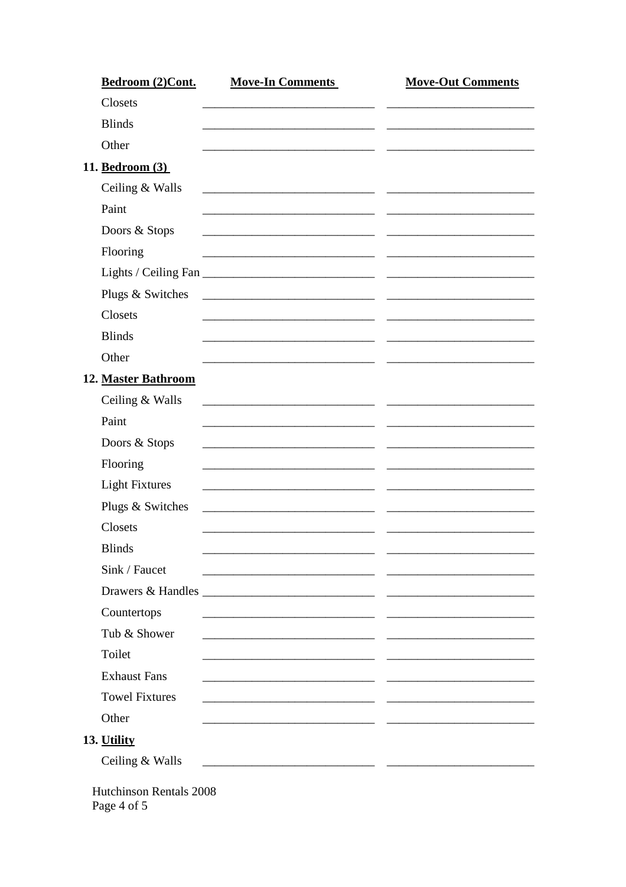| Bedroom (2)Cont. | Move-In Comments | Move-Out Comments |
|---|---|---|
| Closets | | |
| Blinds | | |
| Other | | |

**11. Bedroom (3)**

| | | |
|---|---|---|
| Ceiling & Walls | | |
| Paint | | |
| Doors & Stops | | |
| Flooring | | |
| Lights / Ceiling Fan | | |
| Plugs & Switches | | |
| Closets | | |
| Blinds | | |
| Other | | |

**12. Master Bathroom**

| | | |
|---|---|---|
| Ceiling & Walls | | |
| Paint | | |
| Doors & Stops | | |
| Flooring | | |
| Light Fixtures | | |
| Plugs & Switches | | |
| Closets | | |
| Blinds | | |
| Sink / Faucet | | |
| Drawers & Handles | | |
| Countertops | | |
| Tub & Shower | | |
| Toilet | | |
| Exhaust Fans | | |
| Towel Fixtures | | |
| Other | | |

**13. Utility**

| | | |
|---|---|---|
| Ceiling & Walls | | |

Hutchinson Rentals 2008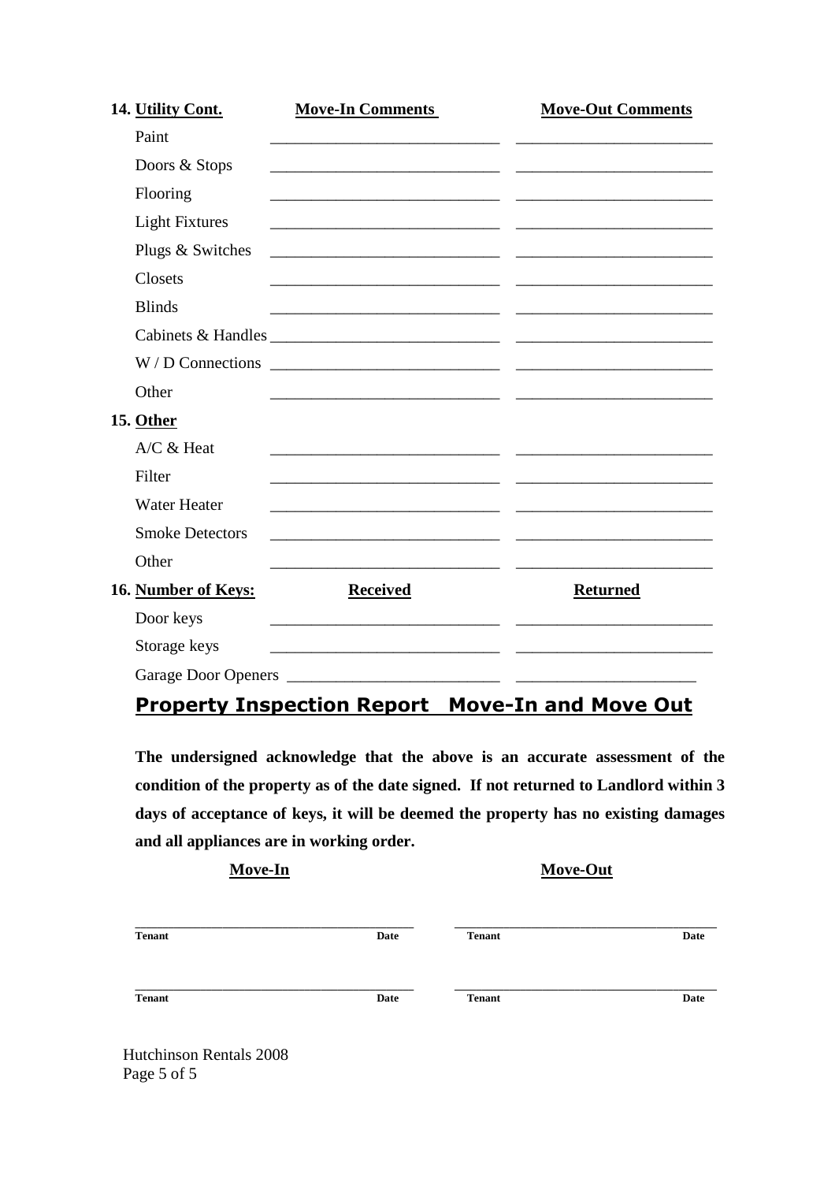| 14. Utility Cont. | Move-In Comments | Move-Out Comments |
| --- | --- | --- |
| Paint | | |
| Doors & Stops | | |
| Flooring | | |
| Light Fixtures | | |
| Plugs & Switches | | |
| Closets | | |
| Blinds | | |
| Cabinets & Handles | | |
| W / D Connections | | |
| Other | | |
| **15. Other** | | |
| A/C & Heat | | |
| Filter | | |
| Water Heater | | |
| Smoke Detectors | | |
| Other | | |
| **16. Number of Keys:** | **Received** | **Returned** |
| Door keys | | |
| Storage keys | | |
| Garage Door Openers | | |

## Property Inspection Report Move-In and Move Out

**The undersigned acknowledge that the above is an accurate assessment of the condition of the property as of the date signed. If not returned to Landlord within 3 days of acceptance of keys, it will be deemed the property has no existing damages and all appliances are in working order.**

| Move-In | | Move-Out | |
| --- | --- | --- | --- |
| **Tenant** | **Date** | **Tenant** | **Date** |
| **Tenant** | **Date** | **Tenant** | **Date** |

Hutchinson Rentals 2008